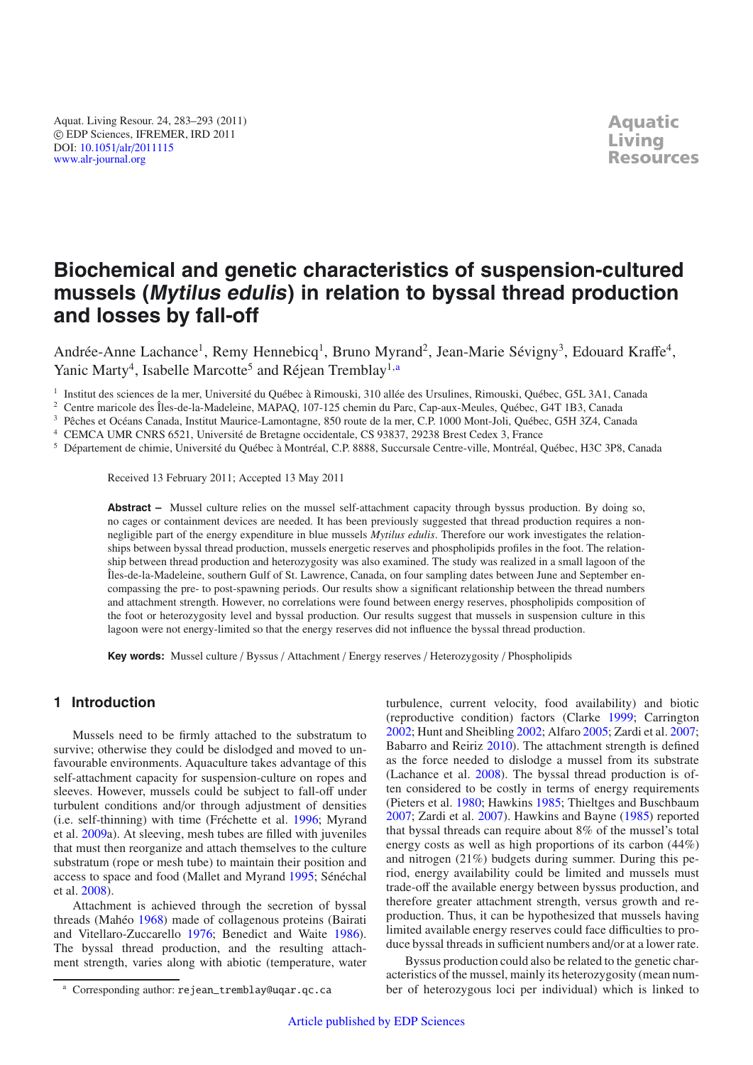# Biochemical and genetic characteristics of suspension-cultured mussels (*Mytilus edulis*) in relation to byssal thread production and losses by fall-off

Andrée-Anne Lachance[1], Remy Hennebicq[1], Bruno Myrand[2], Jean-Marie Sévigny[3], Edouard Kraffe[4], Yanic Marty[4], Isabelle Marcotte[5] and Réjean Tremblay[1,a]

[1] Institut des sciences de la mer, Université du Québec à Rimouski, 310 allée des Ursulines, Rimouski, Québec, G5L 3A1, Canada

[2] Centre maricole des Îles-de-la-Madeleine, MAPAQ, 107-125 chemin du Parc, Cap-aux-Meules, Québec, G4T 1B3, Canada

[3] Pêches et Océans Canada, Institut Maurice-Lamontagne, 850 route de la mer, C.P. 1000 Mont-Joli, Québec, G5H 3Z4, Canada

[4] CEMCA UMR CNRS 6521, Université de Bretagne occidentale, CS 93837, 29238 Brest Cedex 3, France

[5] Département de chimie, Université du Québec à Montréal, C.P. 8888, Succursale Centre-ville, Montréal, Québec, H3C 3P8, Canada

Received 13 February 2011; Accepted 13 May 2011

**Abstract –** Mussel culture relies on the mussel self-attachment capacity through byssus production. By doing so, no cages or containment devices are needed. It has been previously suggested that thread production requires a non-negligible part of the energy expenditure in blue mussels *Mytilus edulis*. Therefore our work investigates the relationships between byssal thread production, mussels energetic reserves and phospholipids profiles in the foot. The relationship between thread production and heterozygosity was also examined. The study was realized in a small lagoon of the Îles-de-la-Madeleine, southern Gulf of St. Lawrence, Canada, on four sampling dates between June and September encompassing the pre- to post-spawning periods. Our results show a significant relationship between the thread numbers and attachment strength. However, no correlations were found between energy reserves, phospholipids composition of the foot or heterozygosity level and byssal production. Our results suggest that mussels in suspension culture in this lagoon were not energy-limited so that the energy reserves did not influence the byssal thread production.

**Key words:** Mussel culture / Byssus / Attachment / Energy reserves / Heterozygosity / Phospholipids

## 1 Introduction

Mussels need to be firmly attached to the substratum to survive; otherwise they could be dislodged and moved to unfavourable environments. Aquaculture takes advantage of this self-attachment capacity for suspension-culture on ropes and sleeves. However, mussels could be subject to fall-off under turbulent conditions and/or through adjustment of densities (i.e. self-thinning) with time (Fréchette et al. 1996; Myrand et al. 2009a). At sleeving, mesh tubes are filled with juveniles that must then reorganize and attach themselves to the culture substratum (rope or mesh tube) to maintain their position and access to space and food (Mallet and Myrand 1995; Sénéchal et al. 2008).

Attachment is achieved through the secretion of byssal threads (Mahéo 1968) made of collagenous proteins (Bairati and Vitellaro-Zuccarello 1976; Benedict and Waite 1986). The byssal thread production, and the resulting attachment strength, varies along with abiotic (temperature, water turbulence, current velocity, food availability) and biotic (reproductive condition) factors (Clarke 1999; Carrington 2002; Hunt and Sheibling 2002; Alfaro 2005; Zardi et al. 2007; Babarro and Reiriz 2010). The attachment strength is defined as the force needed to dislodge a mussel from its substrate (Lachance et al. 2008). The byssal thread production is often considered to be costly in terms of energy requirements (Pieters et al. 1980; Hawkins 1985; Thieltges and Buschbaum 2007; Zardi et al. 2007). Hawkins and Bayne (1985) reported that byssal threads can require about 8% of the mussel's total energy costs as well as high proportions of its carbon (44%) and nitrogen (21%) budgets during summer. During this period, energy availability could be limited and mussels must trade-off the available energy between byssus production, and therefore greater attachment strength, versus growth and reproduction. Thus, it can be hypothesized that mussels having limited available energy reserves could face difficulties to produce byssal threads in sufficient numbers and/or at a lower rate.

Byssus production could also be related to the genetic characteristics of the mussel, mainly its heterozygosity (mean number of heterozygous loci per individual) which is linked to

[a] Corresponding author: rejean_tremblay@uqar.qc.ca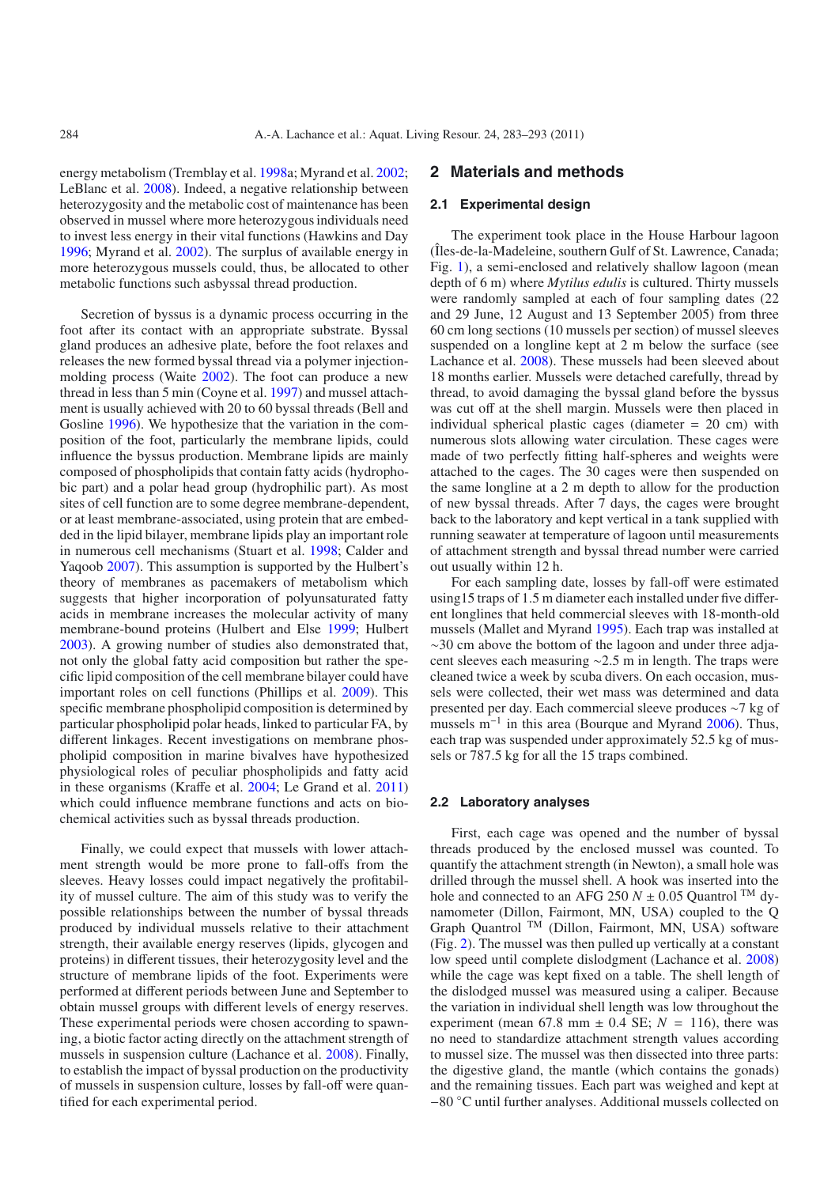energy metabolism (Tremblay et al. 1998a; Myrand et al. 2002; LeBlanc et al. 2008). Indeed, a negative relationship between heterozygosity and the metabolic cost of maintenance has been observed in mussel where more heterozygous individuals need to invest less energy in their vital functions (Hawkins and Day 1996; Myrand et al. 2002). The surplus of available energy in more heterozygous mussels could, thus, be allocated to other metabolic functions such asbyssal thread production.

Secretion of byssus is a dynamic process occurring in the foot after its contact with an appropriate substrate. Byssal gland produces an adhesive plate, before the foot relaxes and releases the new formed byssal thread via a polymer injection-molding process (Waite 2002). The foot can produce a new thread in less than 5 min (Coyne et al. 1997) and mussel attachment is usually achieved with 20 to 60 byssal threads (Bell and Gosline 1996). We hypothesize that the variation in the composition of the foot, particularly the membrane lipids, could influence the byssus production. Membrane lipids are mainly composed of phospholipids that contain fatty acids (hydrophobic part) and a polar head group (hydrophilic part). As most sites of cell function are to some degree membrane-dependent, or at least membrane-associated, using protein that are embedded in the lipid bilayer, membrane lipids play an important role in numerous cell mechanisms (Stuart et al. 1998; Calder and Yaqoob 2007). This assumption is supported by the Hulbert's theory of membranes as pacemakers of metabolism which suggests that higher incorporation of polyunsaturated fatty acids in membrane increases the molecular activity of many membrane-bound proteins (Hulbert and Else 1999; Hulbert 2003). A growing number of studies also demonstrated that, not only the global fatty acid composition but rather the specific lipid composition of the cell membrane bilayer could have important roles on cell functions (Phillips et al. 2009). This specific membrane phospholipid composition is determined by particular phospholipid polar heads, linked to particular FA, by different linkages. Recent investigations on membrane phospholipid composition in marine bivalves have hypothesized physiological roles of peculiar phospholipids and fatty acid in these organisms (Kraffe et al. 2004; Le Grand et al. 2011) which could influence membrane functions and acts on biochemical activities such as byssal threads production.

Finally, we could expect that mussels with lower attachment strength would be more prone to fall-offs from the sleeves. Heavy losses could impact negatively the profitability of mussel culture. The aim of this study was to verify the possible relationships between the number of byssal threads produced by individual mussels relative to their attachment strength, their available energy reserves (lipids, glycogen and proteins) in different tissues, their heterozygosity level and the structure of membrane lipids of the foot. Experiments were performed at different periods between June and September to obtain mussel groups with different levels of energy reserves. These experimental periods were chosen according to spawning, a biotic factor acting directly on the attachment strength of mussels in suspension culture (Lachance et al. 2008). Finally, to establish the impact of byssal production on the productivity of mussels in suspension culture, losses by fall-off were quantified for each experimental period.

## 2 Materials and methods

### 2.1 Experimental design

The experiment took place in the House Harbour lagoon (Îles-de-la-Madeleine, southern Gulf of St. Lawrence, Canada; Fig. 1), a semi-enclosed and relatively shallow lagoon (mean depth of 6 m) where *Mytilus edulis* is cultured. Thirty mussels were randomly sampled at each of four sampling dates (22 and 29 June, 12 August and 13 September 2005) from three 60 cm long sections (10 mussels per section) of mussel sleeves suspended on a longline kept at 2 m below the surface (see Lachance et al. 2008). These mussels had been sleeved about 18 months earlier. Mussels were detached carefully, thread by thread, to avoid damaging the byssal gland before the byssus was cut off at the shell margin. Mussels were then placed in individual spherical plastic cages (diameter = 20 cm) with numerous slots allowing water circulation. These cages were made of two perfectly fitting half-spheres and weights were attached to the cages. The 30 cages were then suspended on the same longline at a 2 m depth to allow for the production of new byssal threads. After 7 days, the cages were brought back to the laboratory and kept vertical in a tank supplied with running seawater at temperature of lagoon until measurements of attachment strength and byssal thread number were carried out usually within 12 h.

For each sampling date, losses by fall-off were estimated using15 traps of 1.5 m diameter each installed under five different longlines that held commercial sleeves with 18-month-old mussels (Mallet and Myrand 1995). Each trap was installed at ~30 cm above the bottom of the lagoon and under three adjacent sleeves each measuring ~2.5 m in length. The traps were cleaned twice a week by scuba divers. On each occasion, mussels were collected, their wet mass was determined and data presented per day. Each commercial sleeve produces ~7 kg of mussels $m^{-1}$ in this area (Bourque and Myrand 2006). Thus, each trap was suspended under approximately 52.5 kg of mussels or 787.5 kg for all the 15 traps combined.

### 2.2 Laboratory analyses

First, each cage was opened and the number of byssal threads produced by the enclosed mussel was counted. To quantify the attachment strength (in Newton), a small hole was drilled through the mussel shell. A hook was inserted into the hole and connected to an AFG 250 $N \pm 0.05$ Quantrol ™ dynamometer (Dillon, Fairmont, MN, USA) coupled to the Q Graph Quantrol ™ (Dillon, Fairmont, MN, USA) software (Fig. 2). The mussel was then pulled up vertically at a constant low speed until complete dislodgment (Lachance et al. 2008) while the cage was kept fixed on a table. The shell length of the dislodged mussel was measured using a caliper. Because the variation in individual shell length was low throughout the experiment (mean 67.8 mm ± 0.4 SE; $N = 116$), there was no need to standardize attachment strength values according to mussel size. The mussel was then dissected into three parts: the digestive gland, the mantle (which contains the gonads) and the remaining tissues. Each part was weighed and kept at −80 °C until further analyses. Additional mussels collected on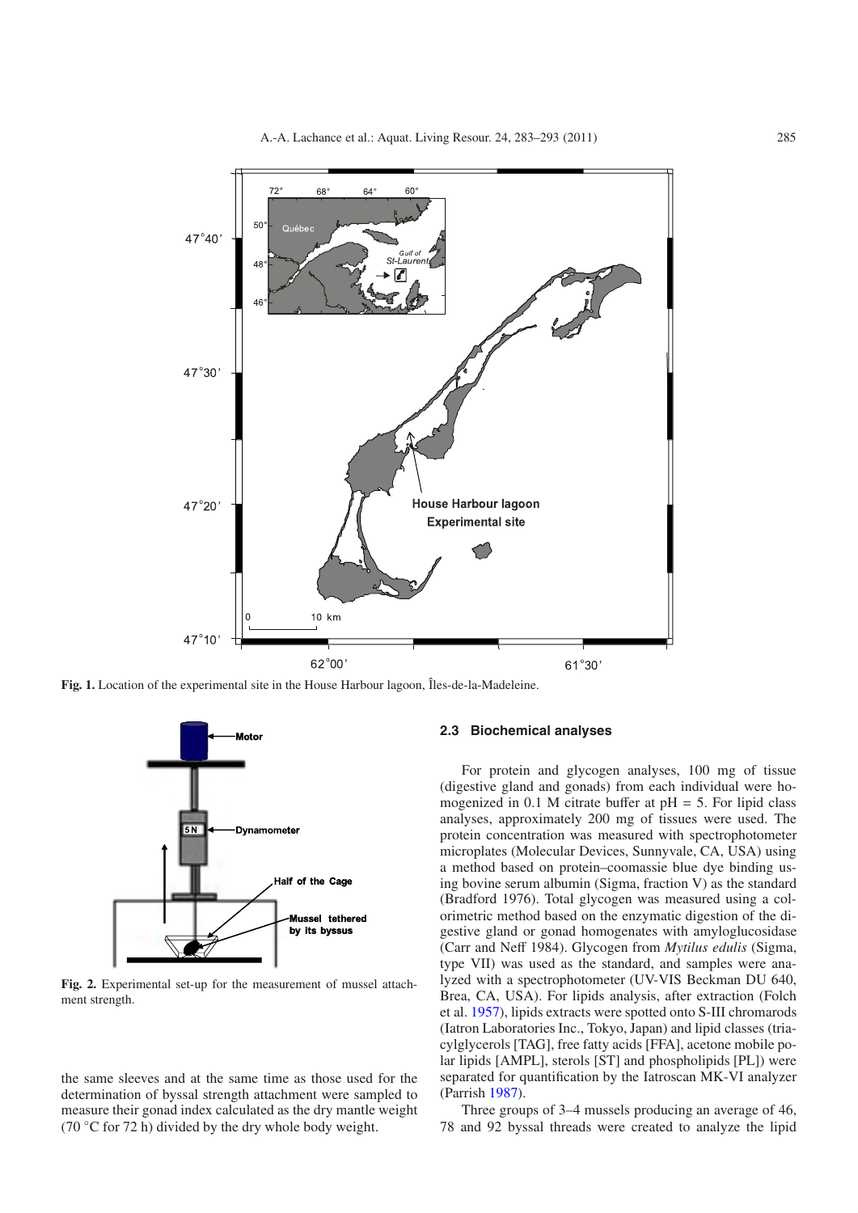**Fig. 1.** Location of the experimental site in the House Harbour lagoon, Îles-de-la-Madeleine.

**Fig. 2.** Experimental set-up for the measurement of mussel attachment strength.

the same sleeves and at the same time as those used for the determination of byssal strength attachment were sampled to measure their gonad index calculated as the dry mantle weight (70 °C for 72 h) divided by the dry whole body weight.

### 2.3 Biochemical analyses

For protein and glycogen analyses, 100 mg of tissue (digestive gland and gonads) from each individual were homogenized in 0.1 M citrate buffer at pH = 5. For lipid class analyses, approximately 200 mg of tissues were used. The protein concentration was measured with spectrophotometer microplates (Molecular Devices, Sunnyvale, CA, USA) using a method based on protein–coomassie blue dye binding using bovine serum albumin (Sigma, fraction V) as the standard (Bradford 1976). Total glycogen was measured using a colorimetric method based on the enzymatic digestion of the digestive gland or gonad homogenates with amyloglucosidase (Carr and Neff 1984). Glycogen from *Mytilus edulis* (Sigma, type VII) was used as the standard, and samples were analyzed with a spectrophotometer (UV-VIS Beckman DU 640, Brea, CA, USA). For lipids analysis, after extraction (Folch et al. 1957), lipids extracts were spotted onto S-III chromarods (Iatron Laboratories Inc., Tokyo, Japan) and lipid classes (triacylglycerols [TAG], free fatty acids [FFA], acetone mobile polar lipids [AMPL], sterols [ST] and phospholipids [PL]) were separated for quantification by the Iatroscan MK-VI analyzer (Parrish 1987).

Three groups of 3–4 mussels producing an average of 46, 78 and 92 byssal threads were created to analyze the lipid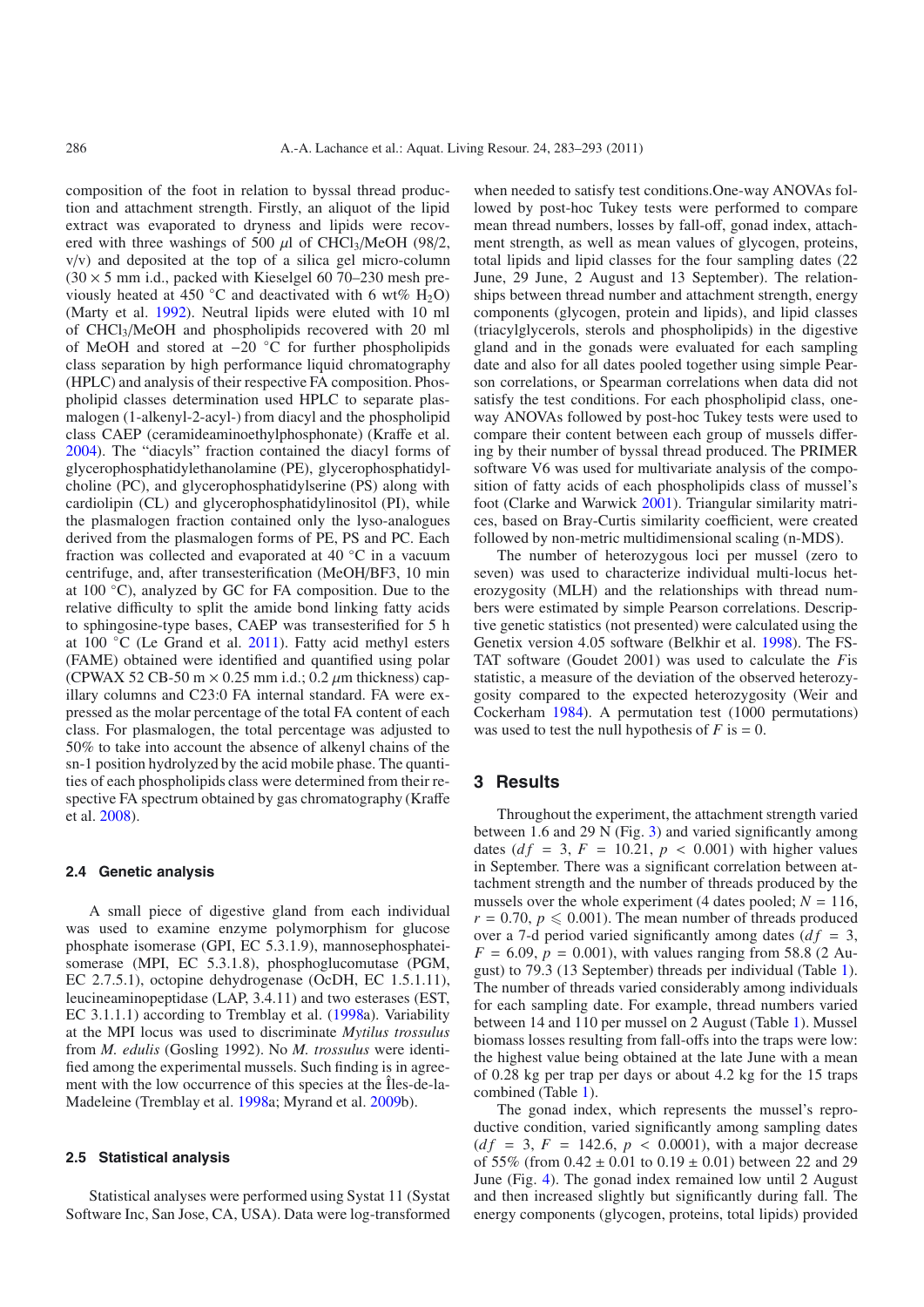composition of the foot in relation to byssal thread production and attachment strength. Firstly, an aliquot of the lipid extract was evaporated to dryness and lipids were recovered with three washings of 500 $\mu$l of $CHCl_3$/MeOH (98/2, v/v) and deposited at the top of a silica gel micro-column ($30 \times 5$ mm i.d., packed with Kieselgel 60 70–230 mesh previously heated at 450 °C and deactivated with 6 wt% $H_2O$) (Marty et al. 1992). Neutral lipids were eluted with 10 ml of $CHCl_3$/MeOH and phospholipids recovered with 20 ml of MeOH and stored at −20 °C for further phospholipids class separation by high performance liquid chromatography (HPLC) and analysis of their respective FA composition. Phospholipid classes determination used HPLC to separate plasmalogen (1-alkenyl-2-acyl-) from diacyl and the phospholipid class CAEP (ceramideaminoethylphosphonate) (Kraffe et al. 2004). The "diacyls" fraction contained the diacyl forms of glycerophosphatidylethanolamine (PE), glycerophosphatidylcholine (PC), and glycerophosphatidylserine (PS) along with cardiolipin (CL) and glycerophosphatidylinositol (PI), while the plasmalogen fraction contained only the lyso-analogues derived from the plasmalogen forms of PE, PS and PC. Each fraction was collected and evaporated at 40 °C in a vacuum centrifuge, and, after transesterification (MeOH/$BF_3$, 10 min at 100 °C), analyzed by GC for FA composition. Due to the relative difficulty to split the amide bond linking fatty acids to sphingosine-type bases, CAEP was transesterified for 5 h at 100 °C (Le Grand et al. 2011). Fatty acid methyl esters (FAME) obtained were identified and quantified using polar (CPWAX 52 CB-50 m × 0.25 mm i.d.; 0.2 $\mu$m thickness) capillary columns and C23:0 FA internal standard. FA were expressed as the molar percentage of the total FA content of each class. For plasmalogen, the total percentage was adjusted to 50% to take into account the absence of alkenyl chains of the sn-1 position hydrolyzed by the acid mobile phase. The quantities of each phospholipids class were determined from their respective FA spectrum obtained by gas chromatography (Kraffe et al. 2008).

### 2.4 Genetic analysis

A small piece of digestive gland from each individual was used to examine enzyme polymorphism for glucose phosphate isomerase (GPI, EC 5.3.1.9), mannosephosphateisomerase (MPI, EC 5.3.1.8), phosphoglucomutase (PGM, EC 2.7.5.1), octopine dehydrogenase (OcDH, EC 1.5.1.11), leucineaminopeptidase (LAP, 3.4.11) and two esterases (EST, EC 3.1.1.1) according to Tremblay et al. (1998a). Variability at the MPI locus was used to discriminate *Mytilus trossulus* from *M. edulis* (Gosling 1992). No *M. trossulus* were identified among the experimental mussels. Such finding is in agreement with the low occurrence of this species at the Îles-de-la-Madeleine (Tremblay et al. 1998a; Myrand et al. 2009b).

### 2.5 Statistical analysis

Statistical analyses were performed using Systat 11 (Systat Software Inc, San Jose, CA, USA). Data were log-transformed when needed to satisfy test conditions.One-way ANOVAs followed by post-hoc Tukey tests were performed to compare mean thread numbers, losses by fall-off, gonad index, attachment strength, as well as mean values of glycogen, proteins, total lipids and lipid classes for the four sampling dates (22 June, 29 June, 2 August and 13 September). The relationships between thread number and attachment strength, energy components (glycogen, protein and lipids), and lipid classes (triacylglycerols, sterols and phospholipids) in the digestive gland and in the gonads were evaluated for each sampling date and also for all dates pooled together using simple Pearson correlations, or Spearman correlations when data did not satisfy the test conditions. For each phospholipid class, one-way ANOVAs followed by post-hoc Tukey tests were used to compare their content between each group of mussels differing by their number of byssal thread produced. The PRIMER software V6 was used for multivariate analysis of the composition of fatty acids of each phospholipids class of mussel's foot (Clarke and Warwick 2001). Triangular similarity matrices, based on Bray-Curtis similarity coefficient, were created followed by non-metric multidimensional scaling (n-MDS).

The number of heterozygous loci per mussel (zero to seven) was used to characterize individual multi-locus heterozygosity (MLH) and the relationships with thread numbers were estimated by simple Pearson correlations. Descriptive genetic statistics (not presented) were calculated using the Genetix version 4.05 software (Belkhir et al. 1998). The FSTAT software (Goudet 2001) was used to calculate the $F$is statistic, a measure of the deviation of the observed heterozygosity compared to the expected heterozygosity (Weir and Cockerham 1984). A permutation test (1000 permutations) was used to test the null hypothesis of $F$ is = 0.

## 3 Results

Throughout the experiment, the attachment strength varied between 1.6 and 29 N (Fig. 3) and varied significantly among dates ($df = 3$, $F = 10.21$, $p < 0.001$) with higher values in September. There was a significant correlation between attachment strength and the number of threads produced by the mussels over the whole experiment (4 dates pooled; $N = 116$, $r = 0.70$, $p \leqslant 0.001$). The mean number of threads produced over a 7-d period varied significantly among dates ($df = 3$, $F = 6.09$, $p = 0.001$), with values ranging from 58.8 (2 August) to 79.3 (13 September) threads per individual (Table 1). The number of threads varied considerably among individuals for each sampling date. For example, thread numbers varied between 14 and 110 per mussel on 2 August (Table 1). Mussel biomass losses resulting from fall-offs into the traps were low: the highest value being obtained at the late June with a mean of 0.28 kg per trap per days or about 4.2 kg for the 15 traps combined (Table 1).

The gonad index, which represents the mussel's reproductive condition, varied significantly among sampling dates ($df = 3$, $F = 142.6$, $p < 0.0001$), with a major decrease of 55% (from 0.42 ± 0.01 to 0.19 ± 0.01) between 22 and 29 June (Fig. 4). The gonad index remained low until 2 August and then increased slightly but significantly during fall. The energy components (glycogen, proteins, total lipids) provided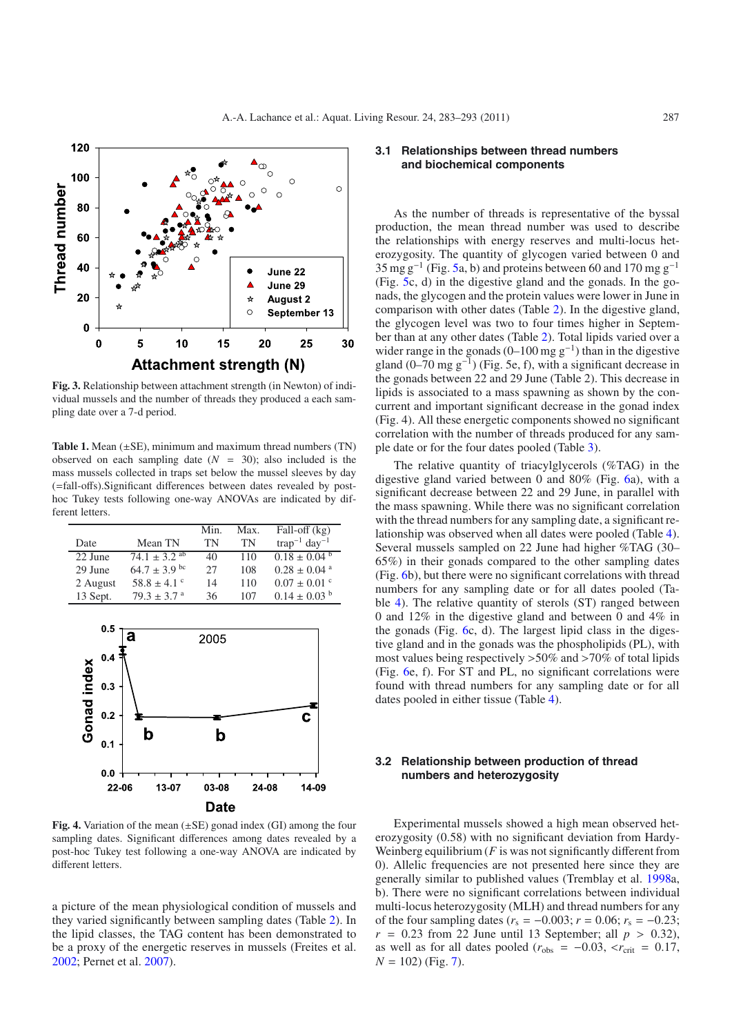Fig. 3. Relationship between attachment strength (in Newton) of individual mussels and the number of threads they produced a each sampling date over a 7-d period.

**Table 1.** Mean (±SE), minimum and maximum thread numbers (TN) observed on each sampling date ($N = 30$); also included is the mass mussels collected in traps set below the mussel sleeves by day (=fall-offs).Significant differences between dates revealed by post-hoc Tukey tests following one-way ANOVAs are indicated by different letters.

| Date | Mean TN | Min. TN | Max. TN | Fall-off (kg) trap$^{-1}$ day$^{-1}$ |
|---|---|---|---|---|
| 22 June | 74.1 ± 3.2 $^{ab}$ | 40 | 110 | 0.18 ± 0.04 $^{b}$ |
| 29 June | 64.7 ± 3.9 $^{bc}$ | 27 | 108 | 0.28 ± 0.04 $^{a}$ |
| 2 August | 58.8 ± 4.1 $^{c}$ | 14 | 110 | 0.07 ± 0.01 $^{c}$ |
| 13 Sept. | 79.3 ± 3.7 $^{a}$ | 36 | 107 | 0.14 ± 0.03 $^{b}$ |

Fig. 4. Variation of the mean (±SE) gonad index (GI) among the four sampling dates. Significant differences among dates revealed by a post-hoc Tukey test following a one-way ANOVA are indicated by different letters.

a picture of the mean physiological condition of mussels and they varied significantly between sampling dates (Table 2). In the lipid classes, the TAG content has been demonstrated to be a proxy of the energetic reserves in mussels (Freites et al. 2002; Pernet et al. 2007).

### 3.1 Relationships between thread numbers and biochemical components

As the number of threads is representative of the byssal production, the mean thread number was used to describe the relationships with energy reserves and multi-locus heterozygosity. The quantity of glycogen varied between 0 and 35 mg g$^{-1}$ (Fig. 5a, b) and proteins between 60 and 170 mg g$^{-1}$ (Fig. 5c, d) in the digestive gland and the gonads. In the gonads, the glycogen and the protein values were lower in June in comparison with other dates (Table 2). In the digestive gland, the glycogen level was two to four times higher in September than at any other dates (Table 2). Total lipids varied over a wider range in the gonads (0–100 mg g$^{-1}$) than in the digestive gland (0–70 mg g$^{-1}$) (Fig. 5e, f), with a significant decrease in the gonads between 22 and 29 June (Table 2). This decrease in lipids is associated to a mass spawning as shown by the concurrent and important significant decrease in the gonad index (Fig. 4). All these energetic components showed no significant correlation with the number of threads produced for any sample date or for the four dates pooled (Table 3).

The relative quantity of triacylglycerols (%TAG) in the digestive gland varied between 0 and 80% (Fig. 6a), with a significant decrease between 22 and 29 June, in parallel with the mass spawning. While there was no significant correlation with the thread numbers for any sampling date, a significant relationship was observed when all dates were pooled (Table 4). Several mussels sampled on 22 June had higher %TAG (30–65%) in their gonads compared to the other sampling dates (Fig. 6b), but there were no significant correlations with thread numbers for any sampling date or for all dates pooled (Table 4). The relative quantity of sterols (ST) ranged between 0 and 12% in the digestive gland and between 0 and 4% in the gonads (Fig. 6c, d). The largest lipid class in the digestive gland and in the gonads was the phospholipids (PL), with most values being respectively >50% and >70% of total lipids (Fig. 6e, f). For ST and PL, no significant correlations were found with thread numbers for any sampling date or for all dates pooled in either tissue (Table 4).

### 3.2 Relationship between production of thread numbers and heterozygosity

Experimental mussels showed a high mean observed heterozygosity (0.58) with no significant deviation from Hardy-Weinberg equilibrium ($F$ is was not significantly different from 0). Allelic frequencies are not presented here since they are generally similar to published values (Tremblay et al. 1998a, b). There were no significant correlations between individual multi-locus heterozygosity (MLH) and thread numbers for any of the four sampling dates ($r_s = -0.003$; $r = 0.06$; $r_s = -0.23$; $r = 0.23$ from 22 June until 13 September; all $p > 0.32$), as well as for all dates pooled ($r_{obs} = -0.03$, $< r_{crit} = 0.17$, $N = 102$) (Fig. 7).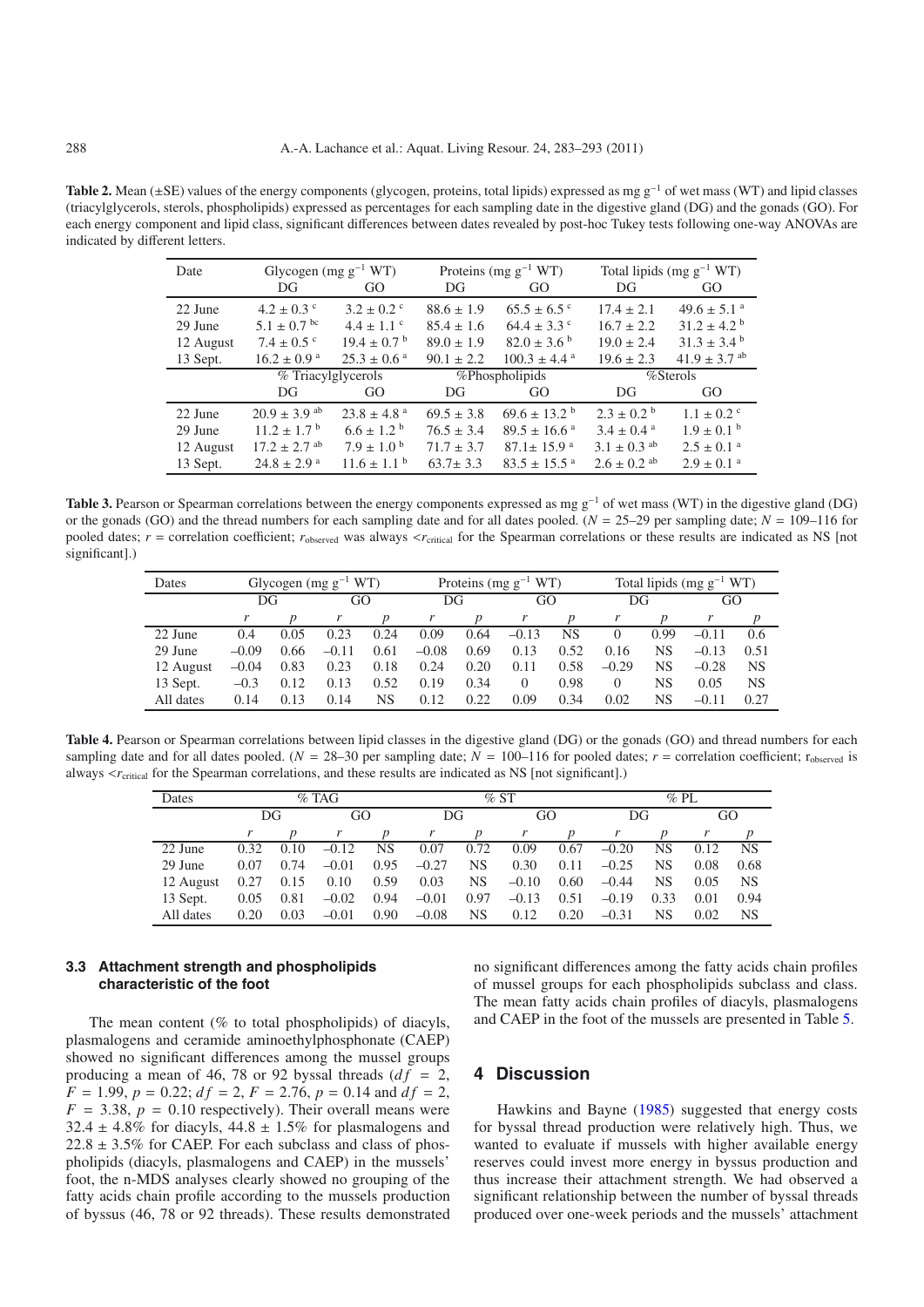**Table 2.** Mean (±SE) values of the energy components (glycogen, proteins, total lipids) expressed as mg $g^{-1}$ of wet mass (WT) and lipid classes (triacylglycerols, sterols, phospholipids) expressed as percentages for each sampling date in the digestive gland (DG) and the gonads (GO). For each energy component and lipid class, significant differences between dates revealed by post-hoc Tukey tests following one-way ANOVAs are indicated by different letters.

| Date | Glycogen (mg $g^{-1}$ WT) | | Proteins (mg $g^{-1}$ WT) | | Total lipids (mg $g^{-1}$ WT) | |
|---|---|---|---|---|---|---|
| | DG | GO | DG | GO | DG | GO |
| 22 June | 4.2 ± 0.3 $^{c}$ | 3.2 ± 0.2 $^{c}$ | 88.6 ± 1.9 | 65.5 ± 6.5 $^{c}$ | 17.4 ± 2.1 | 49.6 ± 5.1 $^{a}$ |
| 29 June | 5.1 ± 0.7 $^{bc}$ | 4.4 ± 1.1 $^{c}$ | 85.4 ± 1.6 | 64.4 ± 3.3 $^{c}$ | 16.7 ± 2.2 | 31.2 ± 4.2 $^{b}$ |
| 12 August | 7.4 ± 0.5 $^{c}$ | 19.4 ± 0.7 $^{b}$ | 89.0 ± 1.9 | 82.0 ± 3.6 $^{b}$ | 19.0 ± 2.4 | 31.3 ± 3.4 $^{b}$ |
| 13 Sept. | 16.2 ± 0.9 $^{a}$ | 25.3 ± 0.6 $^{a}$ | 90.1 ± 2.2 | 100.3 ± 4.4 $^{a}$ | 19.6 ± 2.3 | 41.9 ± 3.7 $^{ab}$ |
| | % Triacylglycerols | | %Phospholipids | | %Sterols | |
| | DG | GO | DG | GO | DG | GO |
| 22 June | 20.9 ± 3.9 $^{ab}$ | 23.8 ± 4.8 $^{a}$ | 69.5 ± 3.8 | 69.6 ± 13.2 $^{b}$ | 2.3 ± 0.2 $^{b}$ | 1.1 ± 0.2 $^{c}$ |
| 29 June | 11.2 ± 1.7 $^{b}$ | 6.6 ± 1.2 $^{b}$ | 76.5 ± 3.4 | 89.5 ± 16.6 $^{a}$ | 3.4 ± 0.4 $^{a}$ | 1.9 ± 0.1 $^{b}$ |
| 12 August | 17.2 ± 2.7 $^{ab}$ | 7.9 ± 1.0 $^{b}$ | 71.7 ± 3.7 | 87.1± 15.9 $^{a}$ | 3.1 ± 0.3 $^{ab}$ | 2.5 ± 0.1 $^{a}$ |
| 13 Sept. | 24.8 ± 2.9 $^{a}$ | 11.6 ± 1.1 $^{b}$ | 63.7± 3.3 | 83.5 ± 15.5 $^{a}$ | 2.6 ± 0.2 $^{ab}$ | 2.9 ± 0.1 $^{a}$ |

**Table 3.** Pearson or Spearman correlations between the energy components expressed as mg $g^{-1}$ of wet mass (WT) in the digestive gland (DG) or the gonads (GO) and the thread numbers for each sampling date and for all dates pooled. ($N$ = 25–29 per sampling date; $N$ = 109–116 for pooled dates; $r$ = correlation coefficient; $r_{observed}$ was always $< r_{critical}$ for the Spearman correlations or these results are indicated as NS [not significant].)

| Dates | Glycogen (mg $g^{-1}$ WT) | | | | Proteins (mg $g^{-1}$ WT) | | | | Total lipids (mg $g^{-1}$ WT) | | | |
|---|---|---|---|---|---|---|---|---|---|---|---|---|
| | DG | | GO | | DG | | GO | | DG | | GO | |
| | $r$ | $p$ | $r$ | $p$ | $r$ | $p$ | $r$ | $p$ | $r$ | $p$ | $r$ | $p$ |
| 22 June | 0.4 | 0.05 | 0.23 | 0.24 | 0.09 | 0.64 | –0.13 | NS | 0 | 0.99 | –0.11 | 0.6 |
| 29 June | –0.09 | 0.66 | –0.11 | 0.61 | –0.08 | 0.69 | 0.13 | 0.52 | 0.16 | NS | –0.13 | 0.51 |
| 12 August | –0.04 | 0.83 | 0.23 | 0.18 | 0.24 | 0.20 | 0.11 | 0.58 | –0.29 | NS | –0.28 | NS |
| 13 Sept. | –0.3 | 0.12 | 0.13 | 0.52 | 0.19 | 0.34 | 0 | 0.98 | 0 | NS | 0.05 | NS |
| All dates | 0.14 | 0.13 | 0.14 | NS | 0.12 | 0.22 | 0.09 | 0.34 | 0.02 | NS | –0.11 | 0.27 |

**Table 4.** Pearson or Spearman correlations between lipid classes in the digestive gland (DG) or the gonads (GO) and thread numbers for each sampling date and for all dates pooled. ($N$ = 28–30 per sampling date; $N$ = 100–116 for pooled dates; $r$ = correlation coefficient; $r_{observed}$ is always $< r_{critical}$ for the Spearman correlations, and these results are indicated as NS [not significant].)

| Dates | % TAG | | | | % ST | | | | % PL | | | |
|---|---|---|---|---|---|---|---|---|---|---|---|---|
| | DG | | GO | | DG | | GO | | DG | | GO | |
| | $r$ | $p$ | $r$ | $p$ | $r$ | $p$ | $r$ | $p$ | $r$ | $p$ | $r$ | $p$ |
| 22 June | 0.32 | 0.10 | –0.12 | NS | 0.07 | 0.72 | 0.09 | 0.67 | –0.20 | NS | 0.12 | NS |
| 29 June | 0.07 | 0.74 | –0.01 | 0.95 | –0.27 | NS | 0.30 | 0.11 | –0.25 | NS | 0.08 | 0.68 |
| 12 August | 0.27 | 0.15 | 0.10 | 0.59 | 0.03 | NS | –0.10 | 0.60 | –0.44 | NS | 0.05 | NS |
| 13 Sept. | 0.05 | 0.81 | –0.02 | 0.94 | –0.01 | 0.97 | –0.13 | 0.51 | –0.19 | 0.33 | 0.01 | 0.94 |
| All dates | 0.20 | 0.03 | –0.01 | 0.90 | –0.08 | NS | 0.12 | 0.20 | –0.31 | NS | 0.02 | NS |

### 3.3 Attachment strength and phospholipids characteristic of the foot

The mean content (% to total phospholipids) of diacyls, plasmalogens and ceramide aminoethylphosphonate (CAEP) showed no significant differences among the mussel groups producing a mean of 46, 78 or 92 byssal threads ($df$ = 2, $F$ = 1.99, $p$ = 0.22; $df$ = 2, $F$ = 2.76, $p$ = 0.14 and $df$ = 2, $F$ = 3.38, $p$ = 0.10 respectively). Their overall means were 32.4 ± 4.8% for diacyls, 44.8 ± 1.5% for plasmalogens and 22.8 ± 3.5% for CAEP. For each subclass and class of phospholipids (diacyls, plasmalogens and CAEP) in the mussels' foot, the n-MDS analyses clearly showed no grouping of the fatty acids chain profile according to the mussels production of byssus (46, 78 or 92 threads). These results demonstrated no significant differences among the fatty acids chain profiles of mussel groups for each phospholipids subclass and class. The mean fatty acids chain profiles of diacyls, plasmalogens and CAEP in the foot of the mussels are presented in Table 5.

## 4 Discussion

Hawkins and Bayne (1985) suggested that energy costs for byssal thread production were relatively high. Thus, we wanted to evaluate if mussels with higher available energy reserves could invest more energy in byssus production and thus increase their attachment strength. We had observed a significant relationship between the number of byssal threads produced over one-week periods and the mussels' attachment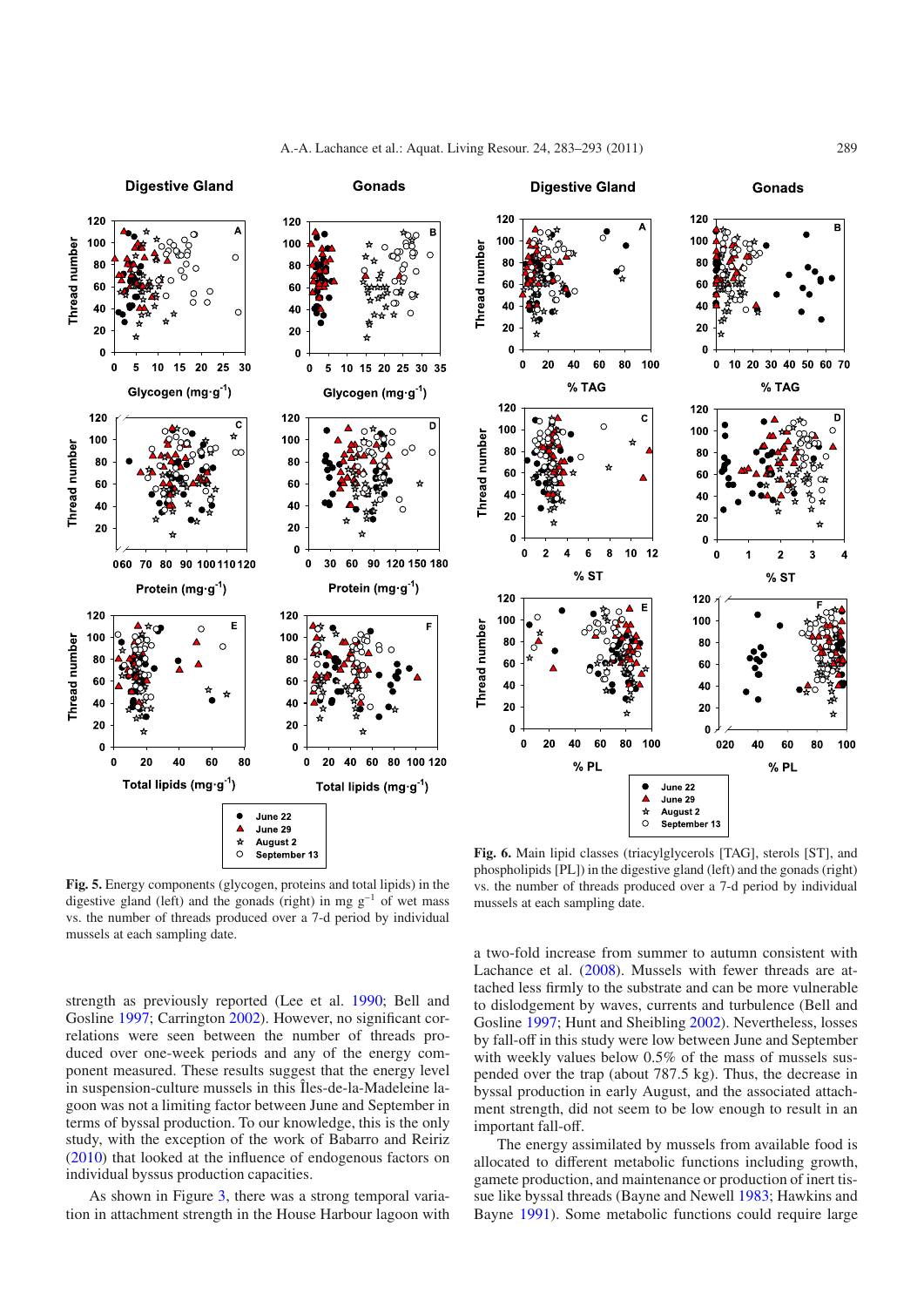Fig. 5. Energy components (glycogen, proteins and total lipids) in the digestive gland (left) and the gonads (right) in mg $g^{-1}$ of wet mass vs. the number of threads produced over a 7-d period by individual mussels at each sampling date.

Fig. 6. Main lipid classes (triacylglycerols [TAG], sterols [ST], and phospholipids [PL]) in the digestive gland (left) and the gonads (right) vs. the number of threads produced over a 7-d period by individual mussels at each sampling date.

strength as previously reported (Lee et al. 1990; Bell and Gosline 1997; Carrington 2002). However, no significant correlations were seen between the number of threads produced over one-week periods and any of the energy component measured. These results suggest that the energy level in suspension-culture mussels in this Îles-de-la-Madeleine lagoon was not a limiting factor between June and September in terms of byssal production. To our knowledge, this is the only study, with the exception of the work of Babarro and Reiriz (2010) that looked at the influence of endogenous factors on individual byssus production capacities.

As shown in Figure 3, there was a strong temporal variation in attachment strength in the House Harbour lagoon with a two-fold increase from summer to autumn consistent with Lachance et al. (2008). Mussels with fewer threads are attached less firmly to the substrate and can be more vulnerable to dislodgement by waves, currents and turbulence (Bell and Gosline 1997; Hunt and Sheibling 2002). Nevertheless, losses by fall-off in this study were low between June and September with weekly values below 0.5% of the mass of mussels suspended over the trap (about 787.5 kg). Thus, the decrease in byssal production in early August, and the associated attachment strength, did not seem to be low enough to result in an important fall-off.

The energy assimilated by mussels from available food is allocated to different metabolic functions including growth, gamete production, and maintenance or production of inert tissue like byssal threads (Bayne and Newell 1983; Hawkins and Bayne 1991). Some metabolic functions could require large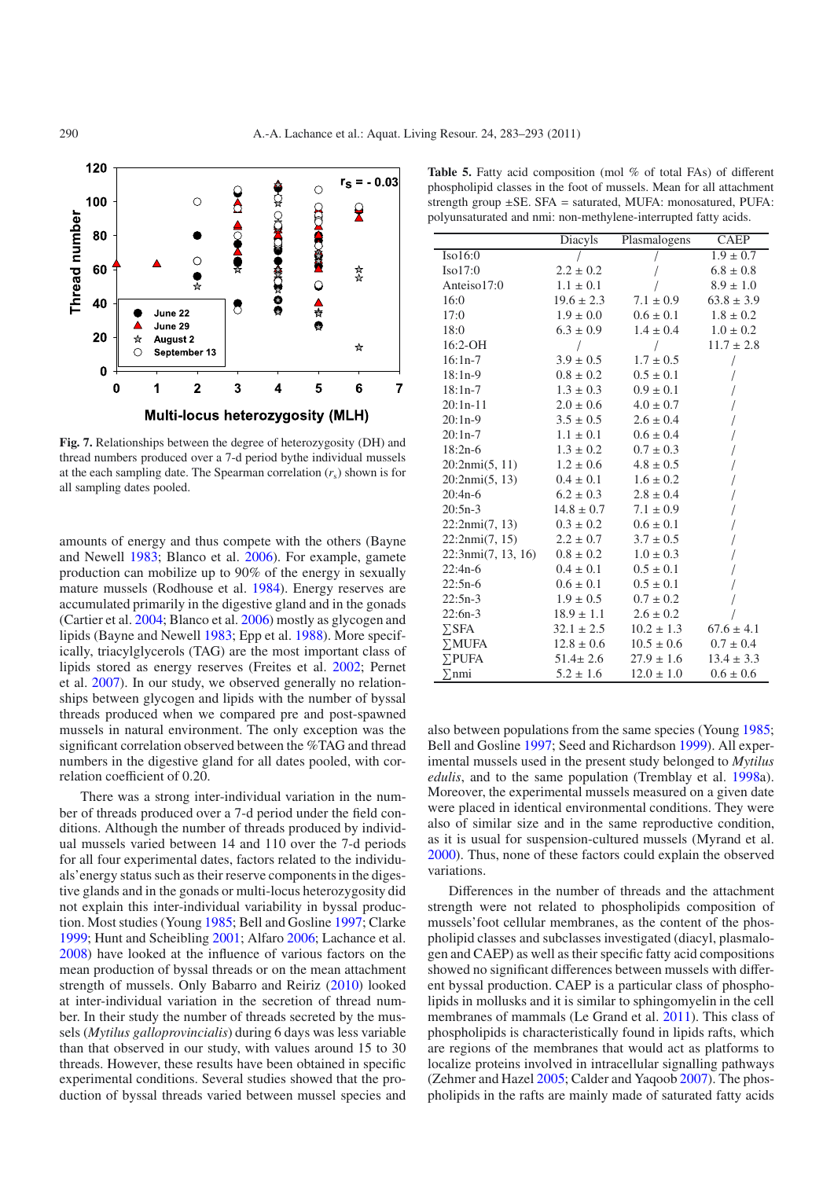Fig. 7. Relationships between the degree of heterozygosity (DH) and thread numbers produced over a 7-d period bythe individual mussels at the each sampling date. The Spearman correlation ($r_s$) shown is for all sampling dates pooled.

amounts of energy and thus compete with the others (Bayne and Newell 1983; Blanco et al. 2006). For example, gamete production can mobilize up to 90% of the energy in sexually mature mussels (Rodhouse et al. 1984). Energy reserves are accumulated primarily in the digestive gland and in the gonads (Cartier et al. 2004; Blanco et al. 2006) mostly as glycogen and lipids (Bayne and Newell 1983; Epp et al. 1988). More specifically, triacylglycerols (TAG) are the most important class of lipids stored as energy reserves (Freites et al. 2002; Pernet et al. 2007). In our study, we observed generally no relationships between glycogen and lipids with the number of byssal threads produced when we compared pre and post-spawned mussels in natural environment. The only exception was the significant correlation observed between the %TAG and thread numbers in the digestive gland for all dates pooled, with correlation coefficient of 0.20.

There was a strong inter-individual variation in the number of threads produced over a 7-d period under the field conditions. Although the number of threads produced by individual mussels varied between 14 and 110 over the 7-d periods for all four experimental dates, factors related to the individuals' energy status such as their reserve components in the digestive glands and in the gonads or multi-locus heterozygosity did not explain this inter-individual variability in byssal production. Most studies (Young 1985; Bell and Gosline 1997; Clarke 1999; Hunt and Scheibling 2001; Alfaro 2006; Lachance et al. 2008) have looked at the influence of various factors on the mean production of byssal threads or on the mean attachment strength of mussels. Only Babarro and Reiriz (2010) looked at inter-individual variation in the secretion of thread number. In their study the number of threads secreted by the mussels (*Mytilus galloprovincialis*) during 6 days was less variable than that observed in our study, with values around 15 to 30 threads. However, these results have been obtained in specific experimental conditions. Several studies showed that the production of byssal threads varied between mussel species and also between populations from the same species (Young 1985; Bell and Gosline 1997; Seed and Richardson 1999). All experimental mussels used in the present study belonged to *Mytilus edulis*, and to the same population (Tremblay et al. 1998a). Moreover, the experimental mussels measured on a given date were placed in identical environmental conditions. They were also of similar size and in the same reproductive condition, as it is usual for suspension-cultured mussels (Myrand et al. 2000). Thus, none of these factors could explain the observed variations.

Differences in the number of threads and the attachment strength were not related to phospholipids composition of mussels' foot cellular membranes, as the content of the phospholipid classes and subclasses investigated (diacyl, plasmalogen and CAEP) as well as their specific fatty acid compositions showed no significant differences between mussels with different byssal production. CAEP is a particular class of phospholipids in mollusks and it is similar to sphingomyelin in the cell membranes of mammals (Le Grand et al. 2011). This class of phospholipids is characteristically found in lipids rafts, which are regions of the membranes that would act as platforms to localize proteins involved in intracellular signalling pathways (Zehmer and Hazel 2005; Calder and Yaqoob 2007). The phospholipids in the rafts are mainly made of saturated fatty acids

**Table 5.** Fatty acid composition (mol % of total FAs) of different phospholipid classes in the foot of mussels. Mean for all attachment strength group ±SE. SFA = saturated, MUFA: monosatured, PUFA: polyunsaturated and nmi: non-methylene-interrupted fatty acids.

| | Diacyls | Plasmalogens | CAEP |
|---|---|---|---|
| Iso16:0 | / | / | 1.9 ± 0.7 |
| Iso17:0 | 2.2 ± 0.2 | / | 6.8 ± 0.8 |
| Anteiso17:0 | 1.1 ± 0.1 | / | 8.9 ± 1.0 |
| 16:0 | 19.6 ± 2.3 | 7.1 ± 0.9 | 63.8 ± 3.9 |
| 17:0 | 1.9 ± 0.0 | 0.6 ± 0.1 | 1.8 ± 0.2 |
| 18:0 | 6.3 ± 0.9 | 1.4 ± 0.4 | 1.0 ± 0.2 |
| 16:2-OH | / | / | 11.7 ± 2.8 |
| 16:1n-7 | 3.9 ± 0.5 | 1.7 ± 0.5 | / |
| 18:1n-9 | 0.8 ± 0.2 | 0.5 ± 0.1 | / |
| 18:1n-7 | 1.3 ± 0.3 | 0.9 ± 0.1 | / |
| 20:1n-11 | 2.0 ± 0.6 | 4.0 ± 0.7 | / |
| 20:1n-9 | 3.5 ± 0.5 | 2.6 ± 0.4 | / |
| 20:1n-7 | 1.1 ± 0.1 | 0.6 ± 0.4 | / |
| 18:2n-6 | 1.3 ± 0.2 | 0.7 ± 0.3 | / |
| 20:2nmi(5, 11) | 1.2 ± 0.6 | 4.8 ± 0.5 | / |
| 20:2nmi(5, 13) | 0.4 ± 0.1 | 1.6 ± 0.2 | / |
| 20:4n-6 | 6.2 ± 0.3 | 2.8 ± 0.4 | / |
| 20:5n-3 | 14.8 ± 0.7 | 7.1 ± 0.9 | / |
| 22:2nmi(7, 13) | 0.3 ± 0.2 | 0.6 ± 0.1 | / |
| 22:2nmi(7, 15) | 2.2 ± 0.7 | 3.7 ± 0.5 | / |
| 22:3nmi(7, 13, 16) | 0.8 ± 0.2 | 1.0 ± 0.3 | / |
| 22:4n-6 | 0.4 ± 0.1 | 0.5 ± 0.1 | / |
| 22:5n-6 | 0.6 ± 0.1 | 0.5 ± 0.1 | / |
| 22:5n-3 | 1.9 ± 0.5 | 0.7 ± 0.2 | / |
| 22:6n-3 | 18.9 ± 1.1 | 2.6 ± 0.2 | / |
| ∑SFA | 32.1 ± 2.5 | 10.2 ± 1.3 | 67.6 ± 4.1 |
| ∑MUFA | 12.8 ± 0.6 | 10.5 ± 0.6 | 0.7 ± 0.4 |
| ∑PUFA | 51.4± 2.6 | 27.9 ± 1.6 | 13.4 ± 3.3 |
| ∑nmi | 5.2 ± 1.6 | 12.0 ± 1.0 | 0.6 ± 0.6 |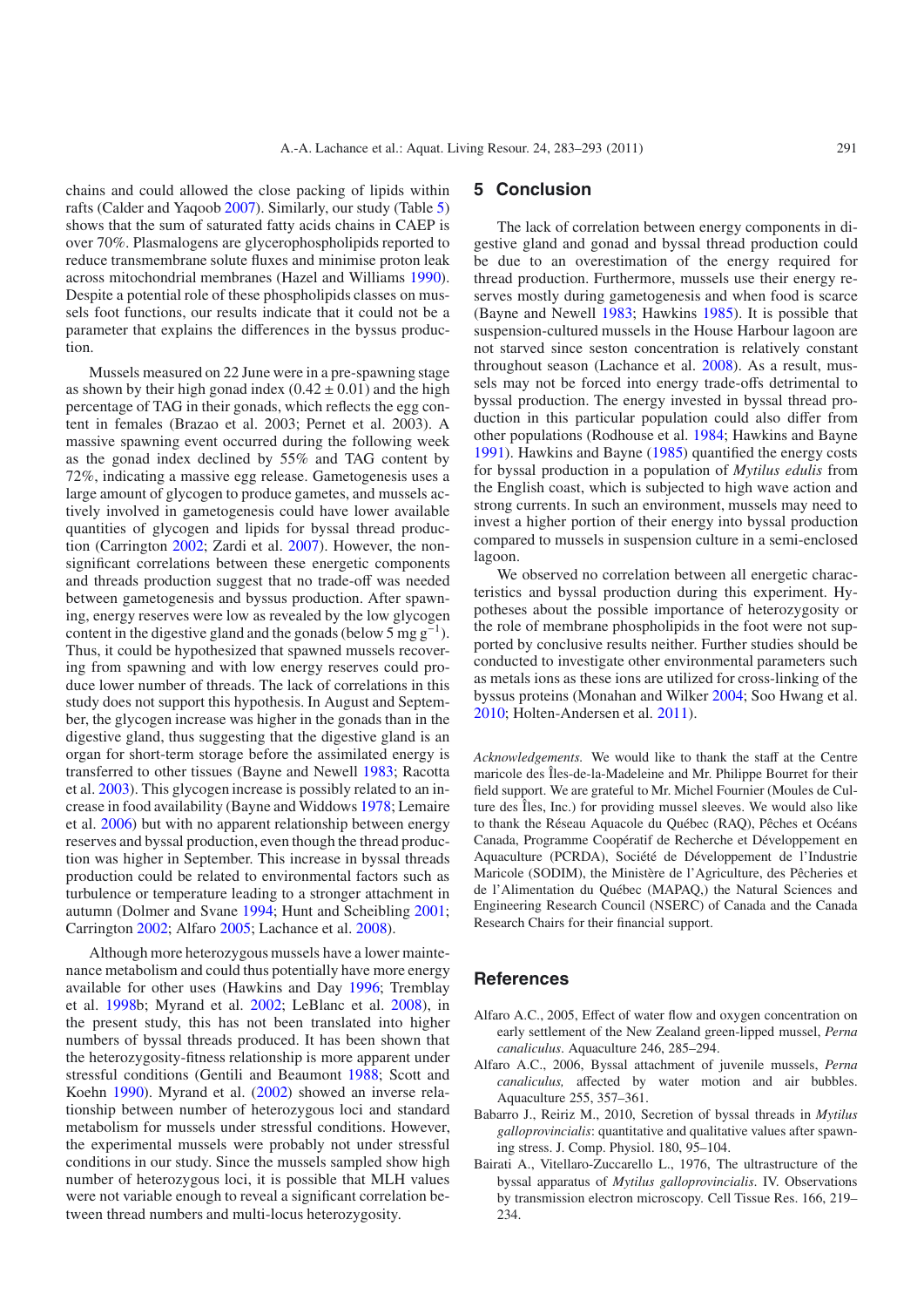chains and could allowed the close packing of lipids within rafts (Calder and Yaqoob 2007). Similarly, our study (Table 5) shows that the sum of saturated fatty acids chains in CAEP is over 70%. Plasmalogens are glycerophospholipids reported to reduce transmembrane solute fluxes and minimise proton leak across mitochondrial membranes (Hazel and Williams 1990). Despite a potential role of these phospholipids classes on mussels foot functions, our results indicate that it could not be a parameter that explains the differences in the byssus production.

Mussels measured on 22 June were in a pre-spawning stage as shown by their high gonad index (0.42 ± 0.01) and the high percentage of TAG in their gonads, which reflects the egg content in females (Brazao et al. 2003; Pernet et al. 2003). A massive spawning event occurred during the following week as the gonad index declined by 55% and TAG content by 72%, indicating a massive egg release. Gametogenesis uses a large amount of glycogen to produce gametes, and mussels actively involved in gametogenesis could have lower available quantities of glycogen and lipids for byssal thread production (Carrington 2002; Zardi et al. 2007). However, the non-significant correlations between these energetic components and threads production suggest that no trade-off was needed between gametogenesis and byssus production. After spawning, energy reserves were low as revealed by the low glycogen content in the digestive gland and the gonads (below 5 mg $g^{-1}$). Thus, it could be hypothesized that spawned mussels recovering from spawning and with low energy reserves could produce lower number of threads. The lack of correlations in this study does not support this hypothesis. In August and September, the glycogen increase was higher in the gonads than in the digestive gland, thus suggesting that the digestive gland is an organ for short-term storage before the assimilated energy is transferred to other tissues (Bayne and Newell 1983; Racotta et al. 2003). This glycogen increase is possibly related to an increase in food availability (Bayne and Widdows 1978; Lemaire et al. 2006) but with no apparent relationship between energy reserves and byssal production, even though the thread production was higher in September. This increase in byssal threads production could be related to environmental factors such as turbulence or temperature leading to a stronger attachment in autumn (Dolmer and Svane 1994; Hunt and Scheibling 2001; Carrington 2002; Alfaro 2005; Lachance et al. 2008).

Although more heterozygous mussels have a lower maintenance metabolism and could thus potentially have more energy available for other uses (Hawkins and Day 1996; Tremblay et al. 1998b; Myrand et al. 2002; LeBlanc et al. 2008), in the present study, this has not been translated into higher numbers of byssal threads produced. It has been shown that the heterozygosity-fitness relationship is more apparent under stressful conditions (Gentili and Beaumont 1988; Scott and Koehn 1990). Myrand et al. (2002) showed an inverse relationship between number of heterozygous loci and standard metabolism for mussels under stressful conditions. However, the experimental mussels were probably not under stressful conditions in our study. Since the mussels sampled show high number of heterozygous loci, it is possible that MLH values were not variable enough to reveal a significant correlation between thread numbers and multi-locus heterozygosity.

## 5 Conclusion

The lack of correlation between energy components in digestive gland and gonad and byssal thread production could be due to an overestimation of the energy required for thread production. Furthermore, mussels use their energy reserves mostly during gametogenesis and when food is scarce (Bayne and Newell 1983; Hawkins 1985). It is possible that suspension-cultured mussels in the House Harbour lagoon are not starved since seston concentration is relatively constant throughout season (Lachance et al. 2008). As a result, mussels may not be forced into energy trade-offs detrimental to byssal production. The energy invested in byssal thread production in this particular population could also differ from other populations (Rodhouse et al. 1984; Hawkins and Bayne 1991). Hawkins and Bayne (1985) quantified the energy costs for byssal production in a population of *Mytilus edulis* from the English coast, which is subjected to high wave action and strong currents. In such an environment, mussels may need to invest a higher portion of their energy into byssal production compared to mussels in suspension culture in a semi-enclosed lagoon.

We observed no correlation between all energetic characteristics and byssal production during this experiment. Hypotheses about the possible importance of heterozygosity or the role of membrane phospholipids in the foot were not supported by conclusive results neither. Further studies should be conducted to investigate other environmental parameters such as metals ions as these ions are utilized for cross-linking of the byssus proteins (Monahan and Wilker 2004; Soo Hwang et al. 2010; Holten-Andersen et al. 2011).

*Acknowledgements.* We would like to thank the staff at the Centre maricole des Îles-de-la-Madeleine and Mr. Philippe Bourret for their field support. We are grateful to Mr. Michel Fournier (Moules de Culture des Îles, Inc.) for providing mussel sleeves. We would also like to thank the Réseau Aquacole du Québec (RAQ), Pêches et Océans Canada, Programme Coopératif de Recherche et Développement en Aquaculture (PCRDA), Société de Développement de l'Industrie Maricole (SODIM), the Ministère de l'Agriculture, des Pêcheries et de l'Alimentation du Québec (MAPAQ,) the Natural Sciences and Engineering Research Council (NSERC) of Canada and the Canada Research Chairs for their financial support.

## References

Alfaro A.C., 2005, Effect of water flow and oxygen concentration on early settlement of the New Zealand green-lipped mussel, *Perna canaliculus*. Aquaculture 246, 285–294.

Alfaro A.C., 2006, Byssal attachment of juvenile mussels, *Perna canaliculus,* affected by water motion and air bubbles. Aquaculture 255, 357–361.

Babarro J., Reiriz M., 2010, Secretion of byssal threads in *Mytilus galloprovincialis*: quantitative and qualitative values after spawning stress. J. Comp. Physiol. 180, 95–104.

Bairati A., Vitellaro-Zuccarello L., 1976, The ultrastructure of the byssal apparatus of *Mytilus galloprovincialis*. IV. Observations by transmission electron microscopy. Cell Tissue Res. 166, 219–234.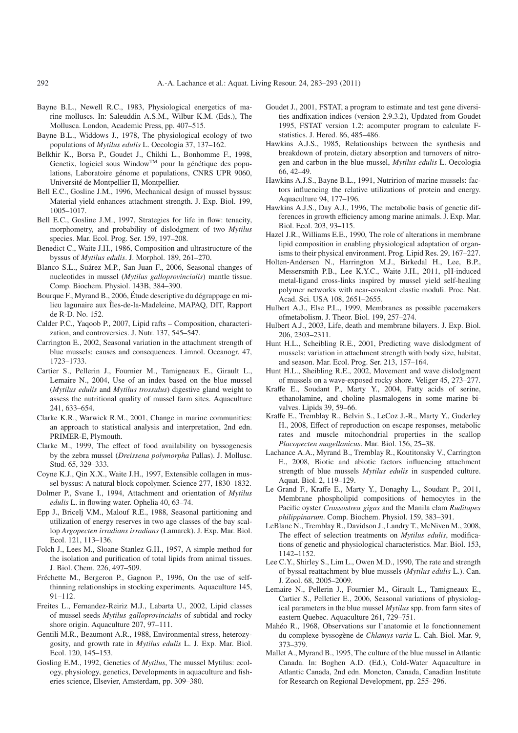Bayne B.L., Newell R.C., 1983, Physiological energetics of marine molluscs. In: Saleuddin A.S.M., Wilbur K.M. (Eds.), The Mollusca. London, Academic Press, pp. 407–515.

Bayne B.L., Widdows J., 1978, The physiological ecology of two populations of *Mytilus edulis* L. Oecologia 37, 137–162.

Belkhir K., Borsa P., Goudet J., Chikhi L., Bonhomme F., 1998, Genetix, logiciel sous Window™ pour la génétique des populations, Laboratoire génome et populations, CNRS UPR 9060, Université de Montpellier II, Montpellier.

Bell E.C., Gosline J.M., 1996, Mechanical design of mussel byssus: Material yield enhances attachment strength. J. Exp. Biol. 199, 1005–1017.

Bell E.C., Gosline J.M., 1997, Strategies for life in flow: tenacity, morphometry, and probability of dislodgment of two *Mytilus* species. Mar. Ecol. Prog. Ser. 159, 197–208.

Benedict C., Waite J.H., 1986, Composition and ultrastructure of the byssus of *Mytilus edulis*. J. Morphol. 189, 261–270.

Blanco S.L., Suárez M.P., San Juan F., 2006, Seasonal changes of nucleotides in mussel (*Mytilus galloprovincialis*) mantle tissue. Comp. Biochem. Physiol. 143B, 384–390.

Bourque F., Myrand B., 2006, Étude descriptive du dégrappage en milieu lagunaire aux Îles-de-la-Madeleine, MAPAQ, DIT, Rapport de R-D. No. 152.

Calder P.C., Yaqoob P., 2007, Lipid rafts – Composition, characterization, and controversies. J. Nutr. 137, 545–547.

Carrington E., 2002, Seasonal variation in the attachment strength of blue mussels: causes and consequences. Limnol. Oceanogr. 47, 1723–1733.

Cartier S., Pellerin J., Fournier M., Tamigneaux E., Girault L., Lemaire N., 2004, Use of an index based on the blue mussel (*Mytilus edulis* and *Mytilus trossulus*) digestive gland weight to assess the nutritional quality of mussel farm sites. Aquaculture 241, 633–654.

Clarke K.R., Warwick R.M., 2001, Change in marine communities: an approach to statistical analysis and interpretation, 2nd edn. PRIMER-E, Plymouth.

Clarke M., 1999, The effect of food availability on byssogenesis by the zebra mussel (*Dreissena polymorpha* Pallas). J. Mollusc. Stud. 65, 329–333.

Coyne K.J., Qin X.X., Waite J.H., 1997, Extensible collagen in mussel byssus: A natural block copolymer. Science 277, 1830–1832.

Dolmer P., Svane I., 1994, Attachment and orientation of *Mytilus edulis* L. in flowing water. Ophelia 40, 63–74.

Epp J., Bricelj V.M., Malouf R.E., 1988, Seasonal partitioning and utilization of energy reserves in two age classes of the bay scallop *Argopecten irradians irradians* (Lamarck). J. Exp. Mar. Biol. Ecol. 121, 113–136.

Folch J., Lees M., Sloane-Stanlez G.H., 1957, A simple method for the isolation and purification of total lipids from animal tissues. J. Biol. Chem. 226, 497–509.

Fréchette M., Bergeron P., Gagnon P., 1996, On the use of self-thinning relationships in stocking experiments. Aquaculture 145, 91–112.

Freites L., Fernandez-Reiriz M.J., Labarta U., 2002, Lipid classes of mussel seeds *Mytilus galloprovincialis* of subtidal and rocky shore origin. Aquaculture 207, 97–111.

Gentili M.R., Beaumont A.R., 1988, Environmental stress, heterozygosity, and growth rate in *Mytilus edulis* L. J. Exp. Mar. Biol. Ecol. 120, 145–153.

Gosling E.M., 1992, Genetics of *Mytilus*, The mussel Mytilus: ecology, physiology, genetics, Developments in aquaculture and fisheries science, Elsevier, Amsterdam, pp. 309–380.

Goudet J., 2001, FSTAT, a program to estimate and test gene diversities andfixation indices (version 2.9.3.2), Updated from Goudet 1995, FSTAT version 1.2: acomputer program to calculate F-statistics. J. Hered. 86, 485–486.

Hawkins A.J.S., 1985, Relationships between the synthesis and breakdown of protein, dietary absorption and turnovers of nitrogen and carbon in the blue mussel, *Mytilus edulis* L. Oecologia 66, 42–49.

Hawkins A.J.S., Bayne B.L., 1991, Nutririon of marine mussels: factors influencing the relative utilizations of protein and energy. Aquaculture 94, 177–196.

Hawkins A.J.S., Day A.J., 1996, The metabolic basis of genetic differences in growth efficiency among marine animals. J. Exp. Mar. Biol. Ecol. 203, 93–115.

Hazel J.R., Williams E.E., 1990, The role of alterations in membrane lipid composition in enabling physiological adaptation of organisms to their physical environment. Prog. Lipid Res. 29, 167–227.

Holten-Andersen N., Harrington M.J., Birkedal H., Lee, B.P., Messersmith P.B., Lee K.Y.C., Waite J.H., 2011, pH-induced metal-ligand cross-links inspired by mussel yield self-healing polymer networks with near-covalent elastic moduli. Proc. Nat. Acad. Sci. USA 108, 2651–2655.

Hulbert A.J., Else P.L., 1999, Membranes as possible pacemakers ofmetabolism. J. Theor. Biol. 199, 257–274.

Hulbert A.J., 2003, Life, death and membrane bilayers. J. Exp. Biol. 206, 2303–2311.

Hunt H.L., Scheibling R.E., 2001, Predicting wave dislodgment of mussels: variation in attachment strength with body size, habitat, and season. Mar. Ecol. Prog. Ser. 213, 157–164.

Hunt H.L., Sheibling R.E., 2002, Movement and wave dislodgment of mussels on a wave-exposed rocky shore. Veliger 45, 273–277.

Kraffe E., Soudant P., Marty Y., 2004, Fatty acids of serine, ethanolamine, and choline plasmalogens in some marine bivalves. Lipids 39, 59–66.

Kraffe E., Tremblay R., Belvin S., LeCoz J.-R., Marty Y., Guderley H., 2008, Effect of reproduction on escape responses, metabolic rates and muscle mitochondrial properties in the scallop *Placopecten magellanicus*. Mar. Biol. 156, 25–38.

Lachance A.A., Myrand B., Tremblay R., Koutitonsky V., Carrington E., 2008, Biotic and abiotic factors influencing attachment strength of blue mussels *Mytilus edulis* in suspended culture. Aquat. Biol. 2, 119–129.

Le Grand F., Kraffe E., Marty Y., Donaghy L., Soudant P., 2011, Membrane phospholipid compositions of hemocytes in the Pacific oyster *Crassostrea gigas* and the Manila clam *Ruditapes philippinarum*. Comp. Biochem. Physiol. 159, 383–391.

LeBlanc N., Tremblay R., Davidson J., Landry T., McNiven M., 2008, The effect of selection treatments on *Mytilus edulis*, modifications of genetic and physiological characteristics. Mar. Biol. 153, 1142–1152.

Lee C.Y., Shirley S., Lim L., Owen M.D., 1990, The rate and strength of byssal reattachment by blue mussels (*Mytilus edulis* L.). Can. J. Zool. 68, 2005–2009.

Lemaire N., Pellerin J., Fournier M., Girault L., Tamigneaux E., Cartier S., Pelletier E., 2006, Seasonal variations of physiological parameters in the blue mussel *Mytilus* spp. from farm sites of eastern Quebec. Aquaculture 261, 729–751.

Mahéo R., 1968, Observations sur l'anatomie et le fonctionnement du complexe byssogène de *Chlamys varia* L. Cah. Biol. Mar. 9, 373–379.

Mallet A., Myrand B., 1995, The culture of the blue mussel in Atlantic Canada. In: Boghen A.D. (Ed.), Cold-Water Aquaculture in Atlantic Canada, 2nd edn. Moncton, Canada, Canadian Institute for Research on Regional Development, pp. 255–296.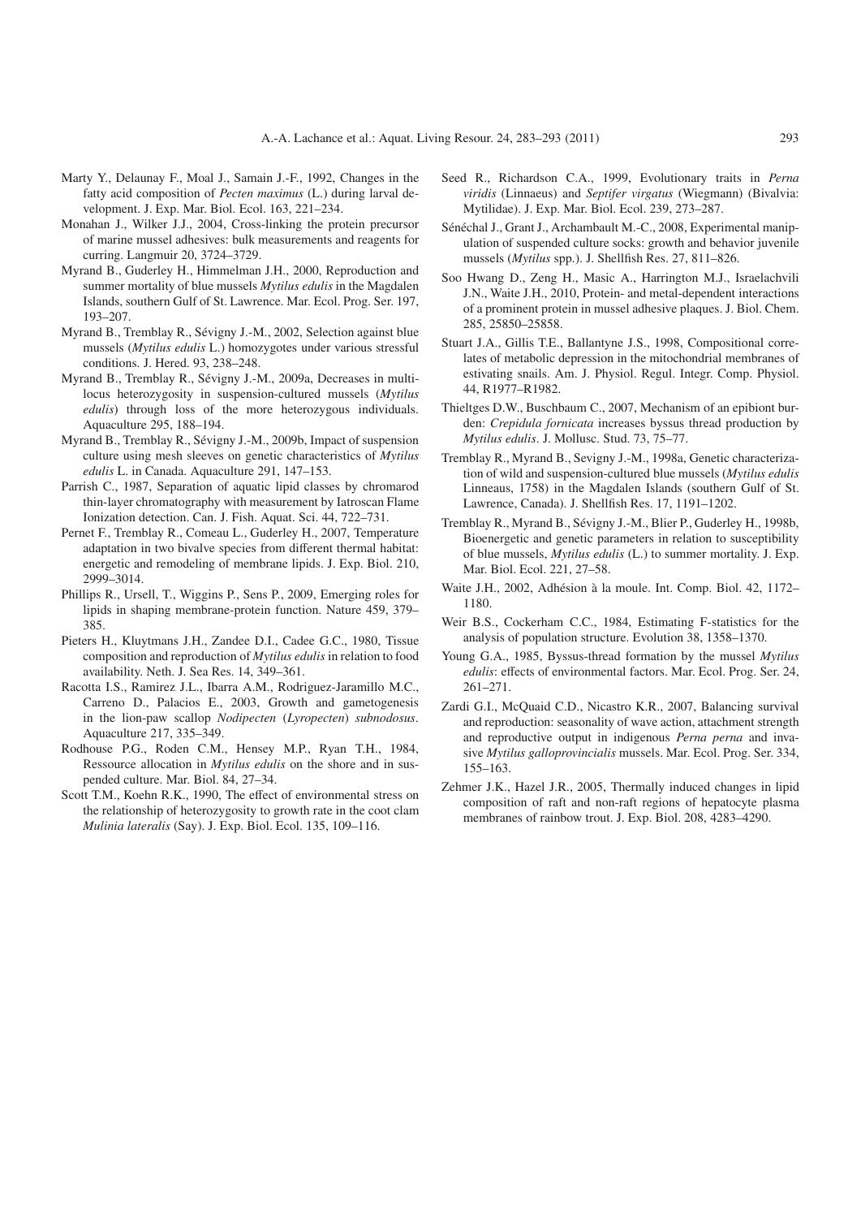Marty Y., Delaunay F., Moal J., Samain J.-F., 1992, Changes in the fatty acid composition of *Pecten maximus* (L.) during larval development. J. Exp. Mar. Biol. Ecol. 163, 221–234.

Monahan J., Wilker J.J., 2004, Cross-linking the protein precursor of marine mussel adhesives: bulk measurements and reagents for curring. Langmuir 20, 3724–3729.

Myrand B., Guderley H., Himmelman J.H., 2000, Reproduction and summer mortality of blue mussels *Mytilus edulis* in the Magdalen Islands, southern Gulf of St. Lawrence. Mar. Ecol. Prog. Ser. 197, 193–207.

Myrand B., Tremblay R., Sévigny J.-M., 2002, Selection against blue mussels (*Mytilus edulis* L.) homozygotes under various stressful conditions. J. Hered. 93, 238–248.

Myrand B., Tremblay R., Sévigny J.-M., 2009a, Decreases in multi-locus heterozygosity in suspension-cultured mussels (*Mytilus edulis*) through loss of the more heterozygous individuals. Aquaculture 295, 188–194.

Myrand B., Tremblay R., Sévigny J.-M., 2009b, Impact of suspension culture using mesh sleeves on genetic characteristics of *Mytilus edulis* L. in Canada. Aquaculture 291, 147–153.

Parrish C., 1987, Separation of aquatic lipid classes by chromarod thin-layer chromatography with measurement by Iatroscan Flame Ionization detection. Can. J. Fish. Aquat. Sci. 44, 722–731.

Pernet F., Tremblay R., Comeau L., Guderley H., 2007, Temperature adaptation in two bivalve species from different thermal habitat: energetic and remodeling of membrane lipids. J. Exp. Biol. 210, 2999–3014.

Phillips R., Ursell, T., Wiggins P., Sens P., 2009, Emerging roles for lipids in shaping membrane-protein function. Nature 459, 379–385.

Pieters H., Kluytmans J.H., Zandee D.I., Cadee G.C., 1980, Tissue composition and reproduction of *Mytilus edulis* in relation to food availability. Neth. J. Sea Res. 14, 349–361.

Racotta I.S., Ramirez J.L., Ibarra A.M., Rodriguez-Jaramillo M.C., Carreno D., Palacios E., 2003, Growth and gametogenesis in the lion-paw scallop *Nodipecten* (*Lyropecten*) *subnodosus*. Aquaculture 217, 335–349.

Rodhouse P.G., Roden C.M., Hensey M.P., Ryan T.H., 1984, Ressource allocation in *Mytilus edulis* on the shore and in suspended culture. Mar. Biol. 84, 27–34.

Scott T.M., Koehn R.K., 1990, The effect of environmental stress on the relationship of heterozygosity to growth rate in the coot clam *Mulinia lateralis* (Say). J. Exp. Biol. Ecol. 135, 109–116.

Seed R., Richardson C.A., 1999, Evolutionary traits in *Perna viridis* (Linnaeus) and *Septifer virgatus* (Wiegmann) (Bivalvia: Mytilidae). J. Exp. Mar. Biol. Ecol. 239, 273–287.

Sénéchal J., Grant J., Archambault M.-C., 2008, Experimental manipulation of suspended culture socks: growth and behavior juvenile mussels (*Mytilus* spp.). J. Shellfish Res. 27, 811–826.

Soo Hwang D., Zeng H., Masic A., Harrington M.J., Israelachvili J.N., Waite J.H., 2010, Protein- and metal-dependent interactions of a prominent protein in mussel adhesive plaques. J. Biol. Chem. 285, 25850–25858.

Stuart J.A., Gillis T.E., Ballantyne J.S., 1998, Compositional correlates of metabolic depression in the mitochondrial membranes of estivating snails. Am. J. Physiol. Regul. Integr. Comp. Physiol. 44, R1977–R1982.

Thieltges D.W., Buschbaum C., 2007, Mechanism of an epibiont burden: *Crepidula fornicata* increases byssus thread production by *Mytilus edulis*. J. Mollusc. Stud. 73, 75–77.

Tremblay R., Myrand B., Sevigny J.-M., 1998a, Genetic characterization of wild and suspension-cultured blue mussels (*Mytilus edulis* Linneaus, 1758) in the Magdalen Islands (southern Gulf of St. Lawrence, Canada). J. Shellfish Res. 17, 1191–1202.

Tremblay R., Myrand B., Sévigny J.-M., Blier P., Guderley H., 1998b, Bioenergetic and genetic parameters in relation to susceptibility of blue mussels, *Mytilus edulis* (L.) to summer mortality. J. Exp. Mar. Biol. Ecol. 221, 27–58.

Waite J.H., 2002, Adhésion à la moule. Int. Comp. Biol. 42, 1172–1180.

Weir B.S., Cockerham C.C., 1984, Estimating F-statistics for the analysis of population structure. Evolution 38, 1358–1370.

Young G.A., 1985, Byssus-thread formation by the mussel *Mytilus edulis*: effects of environmental factors. Mar. Ecol. Prog. Ser. 24, 261–271.

Zardi G.I., McQuaid C.D., Nicastro K.R., 2007, Balancing survival and reproduction: seasonality of wave action, attachment strength and reproductive output in indigenous *Perna perna* and invasive *Mytilus galloprovincialis* mussels. Mar. Ecol. Prog. Ser. 334, 155–163.

Zehmer J.K., Hazel J.R., 2005, Thermally induced changes in lipid composition of raft and non-raft regions of hepatocyte plasma membranes of rainbow trout. J. Exp. Biol. 208, 4283–4290.